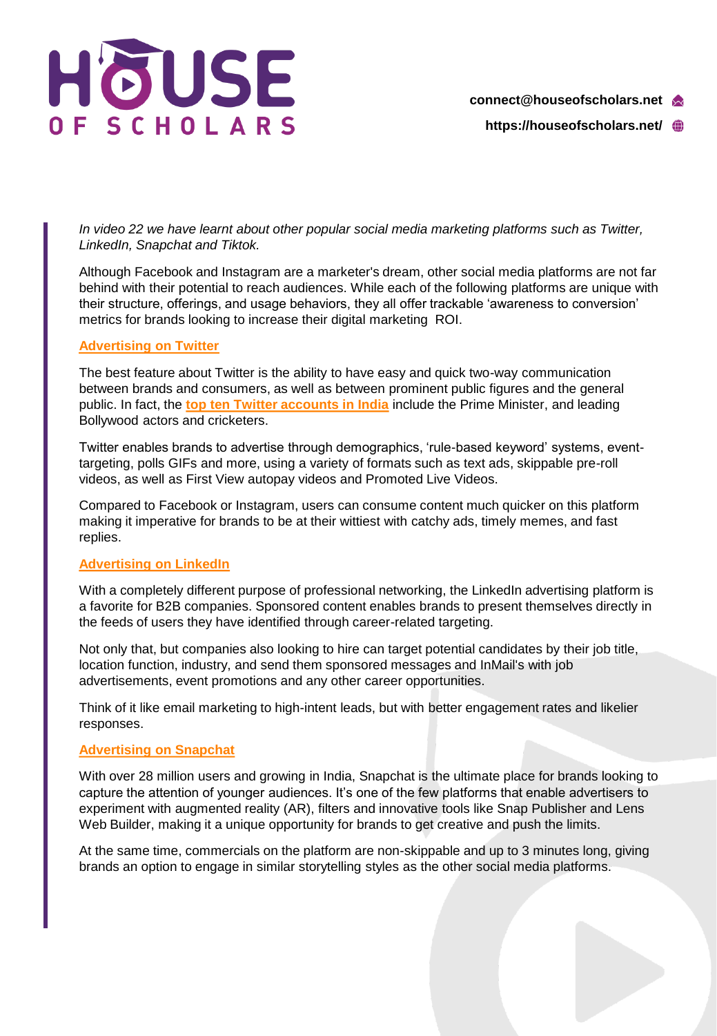*In video 22 we have learnt about other popular social media marketing platforms such as Twitter, LinkedIn, Snapchat and Tiktok.*

Although Facebook and Instagram are a marketer's dream, other social media platforms are not far behind with their potential to reach audiences. While each of the following platforms are unique with their structure, offerings, and usage behaviors, they all offer trackable 'awareness to conversion' metrics for brands looking to increase their digital marketing ROI.

## Advertising on Twitter

The best feature about Twitter is the ability to have easy and quick two-way communication between brands and consumers, as well as between prominent public figures and the general public. In fact, the **top ten Twitter accounts in India** include the Prime Minister, and leading Bollywood actors and cricketers.

Twitter enables brands to advertise through demographics, 'rule-based keyword' systems, event-targeting, polls GIFs and more, using a variety of formats such as text ads, skippable pre-roll videos, as well as First View autopay videos and Promoted Live Videos.

Compared to Facebook or Instagram, users can consume content much quicker on this platform making it imperative for brands to be at their wittiest with catchy ads, timely memes, and fast replies.

## Advertising on LinkedIn

With a completely different purpose of professional networking, the LinkedIn advertising platform is a favorite for B2B companies. Sponsored content enables brands to present themselves directly in the feeds of users they have identified through career-related targeting.

Not only that, but companies also looking to hire can target potential candidates by their job title, location function, industry, and send them sponsored messages and InMail's with job advertisements, event promotions and any other career opportunities.

Think of it like email marketing to high-intent leads, but with better engagement rates and likelier responses.

## Advertising on Snapchat

With over 28 million users and growing in India, Snapchat is the ultimate place for brands looking to capture the attention of younger audiences. It's one of the few platforms that enable advertisers to experiment with augmented reality (AR), filters and innovative tools like Snap Publisher and Lens Web Builder, making it a unique opportunity for brands to get creative and push the limits.

At the same time, commercials on the platform are non-skippable and up to 3 minutes long, giving brands an option to engage in similar storytelling styles as the other social media platforms.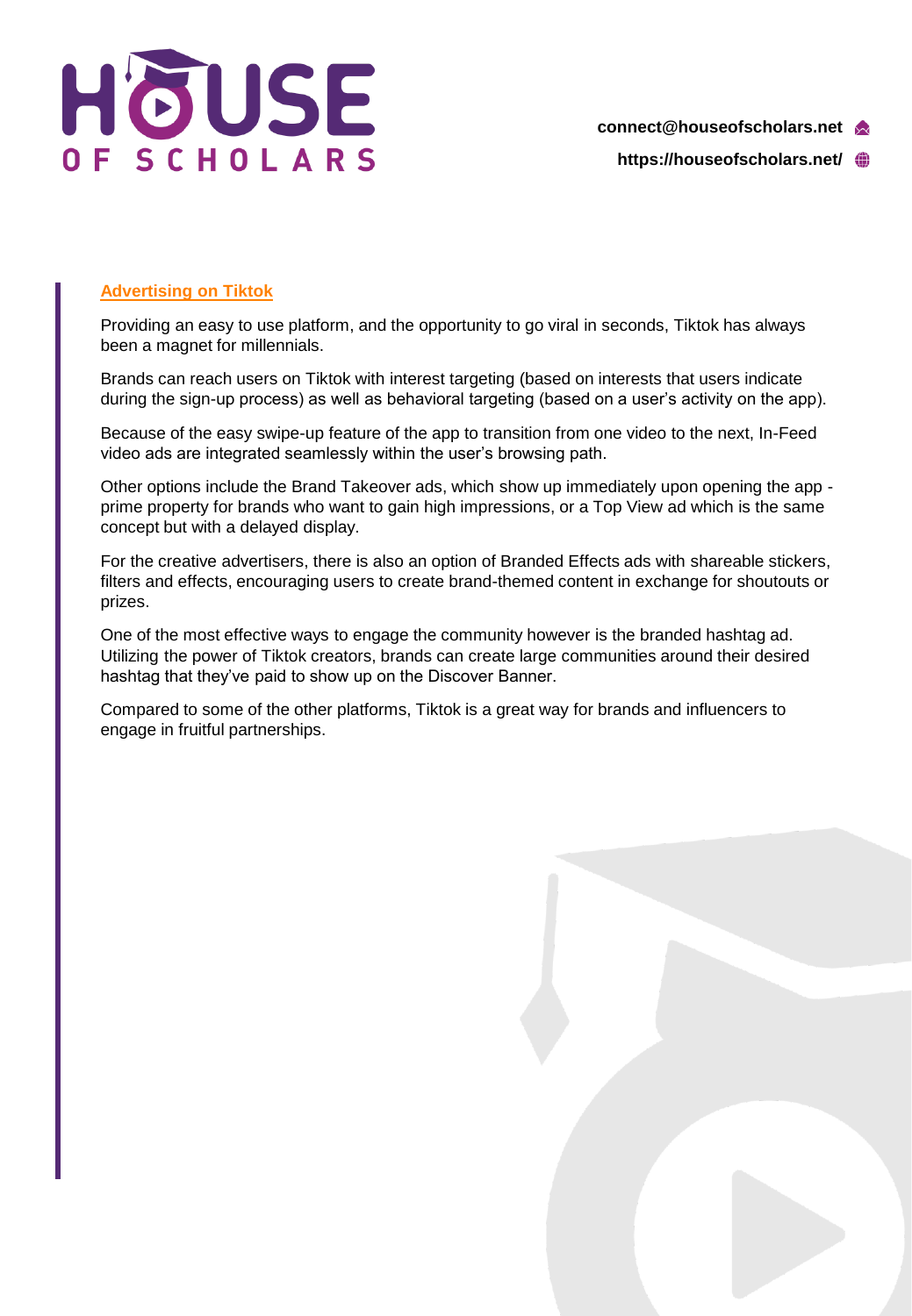## Advertising on Tiktok

Providing an easy to use platform, and the opportunity to go viral in seconds, Tiktok has always been a magnet for millennials.

Brands can reach users on Tiktok with interest targeting (based on interests that users indicate during the sign-up process) as well as behavioral targeting (based on a user's activity on the app).

Because of the easy swipe-up feature of the app to transition from one video to the next, In-Feed video ads are integrated seamlessly within the user's browsing path.

Other options include the Brand Takeover ads, which show up immediately upon opening the app - prime property for brands who want to gain high impressions, or a Top View ad which is the same concept but with a delayed display.

For the creative advertisers, there is also an option of Branded Effects ads with shareable stickers, filters and effects, encouraging users to create brand-themed content in exchange for shoutouts or prizes.

One of the most effective ways to engage the community however is the branded hashtag ad. Utilizing the power of Tiktok creators, brands can create large communities around their desired hashtag that they've paid to show up on the Discover Banner.

Compared to some of the other platforms, Tiktok is a great way for brands and influencers to engage in fruitful partnerships.